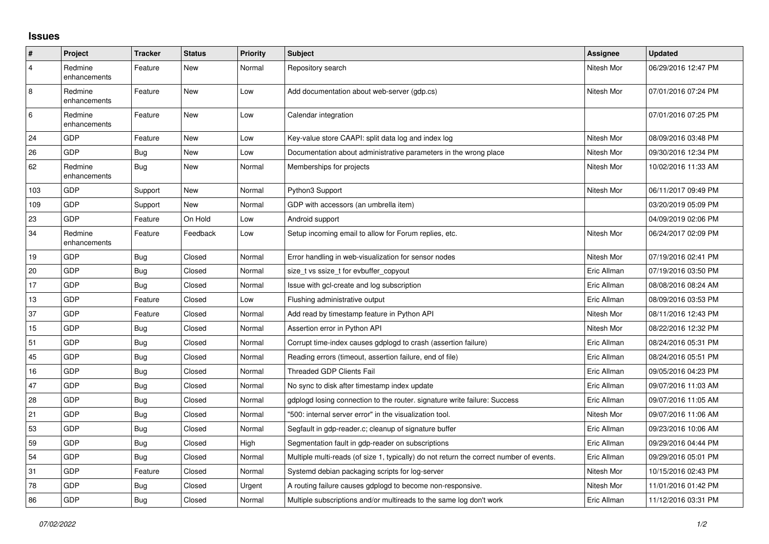## Issues

| # | Project | Tracker | Status | Priority | Subject | Assignee | Updated |
|---|---|---|---|---|---|---|---|
| 4 | Redmine enhancements | Feature | New | Normal | Repository search | Nitesh Mor | 06/29/2016 12:47 PM |
| 8 | Redmine enhancements | Feature | New | Low | Add documentation about web-server (gdp.cs) | Nitesh Mor | 07/01/2016 07:24 PM |
| 6 | Redmine enhancements | Feature | New | Low | Calendar integration | | 07/01/2016 07:25 PM |
| 24 | GDP | Feature | New | Low | Key-value store CAAPI: split data log and index log | Nitesh Mor | 08/09/2016 03:48 PM |
| 26 | GDP | Bug | New | Low | Documentation about administrative parameters in the wrong place | Nitesh Mor | 09/30/2016 12:34 PM |
| 62 | Redmine enhancements | Bug | New | Normal | Memberships for projects | Nitesh Mor | 10/02/2016 11:33 AM |
| 103 | GDP | Support | New | Normal | Python3 Support | Nitesh Mor | 06/11/2017 09:49 PM |
| 109 | GDP | Support | New | Normal | GDP with accessors (an umbrella item) | | 03/20/2019 05:09 PM |
| 23 | GDP | Feature | On Hold | Low | Android support | | 04/09/2019 02:06 PM |
| 34 | Redmine enhancements | Feature | Feedback | Low | Setup incoming email to allow for Forum replies, etc. | Nitesh Mor | 06/24/2017 02:09 PM |
| 19 | GDP | Bug | Closed | Normal | Error handling in web-visualization for sensor nodes | Nitesh Mor | 07/19/2016 02:41 PM |
| 20 | GDP | Bug | Closed | Normal | size_t vs ssize_t for evbuffer_copyout | Eric Allman | 07/19/2016 03:50 PM |
| 17 | GDP | Bug | Closed | Normal | Issue with gcl-create and log subscription | Eric Allman | 08/08/2016 08:24 AM |
| 13 | GDP | Feature | Closed | Low | Flushing administrative output | Eric Allman | 08/09/2016 03:53 PM |
| 37 | GDP | Feature | Closed | Normal | Add read by timestamp feature in Python API | Nitesh Mor | 08/11/2016 12:43 PM |
| 15 | GDP | Bug | Closed | Normal | Assertion error in Python API | Nitesh Mor | 08/22/2016 12:32 PM |
| 51 | GDP | Bug | Closed | Normal | Corrupt time-index causes gdplogd to crash (assertion failure) | Eric Allman | 08/24/2016 05:31 PM |
| 45 | GDP | Bug | Closed | Normal | Reading errors (timeout, assertion failure, end of file) | Eric Allman | 08/24/2016 05:51 PM |
| 16 | GDP | Bug | Closed | Normal | Threaded GDP Clients Fail | Eric Allman | 09/05/2016 04:23 PM |
| 47 | GDP | Bug | Closed | Normal | No sync to disk after timestamp index update | Eric Allman | 09/07/2016 11:03 AM |
| 28 | GDP | Bug | Closed | Normal | gdplogd losing connection to the router. signature write failure: Success | Eric Allman | 09/07/2016 11:05 AM |
| 21 | GDP | Bug | Closed | Normal | "500: internal server error" in the visualization tool. | Nitesh Mor | 09/07/2016 11:06 AM |
| 53 | GDP | Bug | Closed | Normal | Segfault in gdp-reader.c; cleanup of signature buffer | Eric Allman | 09/23/2016 10:06 AM |
| 59 | GDP | Bug | Closed | High | Segmentation fault in gdp-reader on subscriptions | Eric Allman | 09/29/2016 04:44 PM |
| 54 | GDP | Bug | Closed | Normal | Multiple multi-reads (of size 1, typically) do not return the correct number of events. | Eric Allman | 09/29/2016 05:01 PM |
| 31 | GDP | Feature | Closed | Normal | Systemd debian packaging scripts for log-server | Nitesh Mor | 10/15/2016 02:43 PM |
| 78 | GDP | Bug | Closed | Urgent | A routing failure causes gdplogd to become non-responsive. | Nitesh Mor | 11/01/2016 01:42 PM |
| 86 | GDP | Bug | Closed | Normal | Multiple subscriptions and/or multireads to the same log don't work | Eric Allman | 11/12/2016 03:31 PM |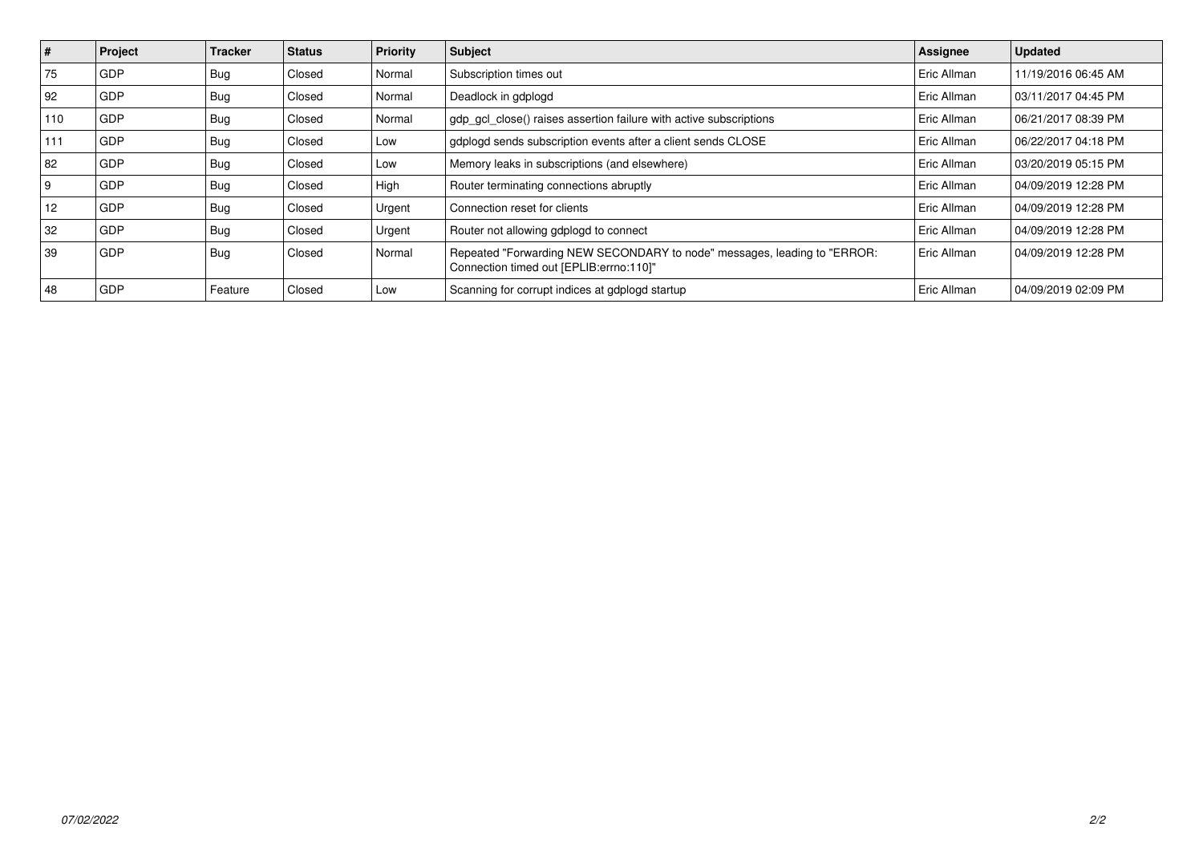| # | Project | Tracker | Status | Priority | Subject | Assignee | Updated |
|---|---|---|---|---|---|---|---|
| 75 | GDP | Bug | Closed | Normal | Subscription times out | Eric Allman | 11/19/2016 06:45 AM |
| 92 | GDP | Bug | Closed | Normal | Deadlock in gdplogd | Eric Allman | 03/11/2017 04:45 PM |
| 110 | GDP | Bug | Closed | Normal | gdp_gcl_close() raises assertion failure with active subscriptions | Eric Allman | 06/21/2017 08:39 PM |
| 111 | GDP | Bug | Closed | Low | gdplogd sends subscription events after a client sends CLOSE | Eric Allman | 06/22/2017 04:18 PM |
| 82 | GDP | Bug | Closed | Low | Memory leaks in subscriptions (and elsewhere) | Eric Allman | 03/20/2019 05:15 PM |
| 9 | GDP | Bug | Closed | High | Router terminating connections abruptly | Eric Allman | 04/09/2019 12:28 PM |
| 12 | GDP | Bug | Closed | Urgent | Connection reset for clients | Eric Allman | 04/09/2019 12:28 PM |
| 32 | GDP | Bug | Closed | Urgent | Router not allowing gdplogd to connect | Eric Allman | 04/09/2019 12:28 PM |
| 39 | GDP | Bug | Closed | Normal | Repeated "Forwarding NEW SECONDARY to node" messages, leading to "ERROR: Connection timed out [EPLIB:errno:110]" | Eric Allman | 04/09/2019 12:28 PM |
| 48 | GDP | Feature | Closed | Low | Scanning for corrupt indices at gdplogd startup | Eric Allman | 04/09/2019 02:09 PM |